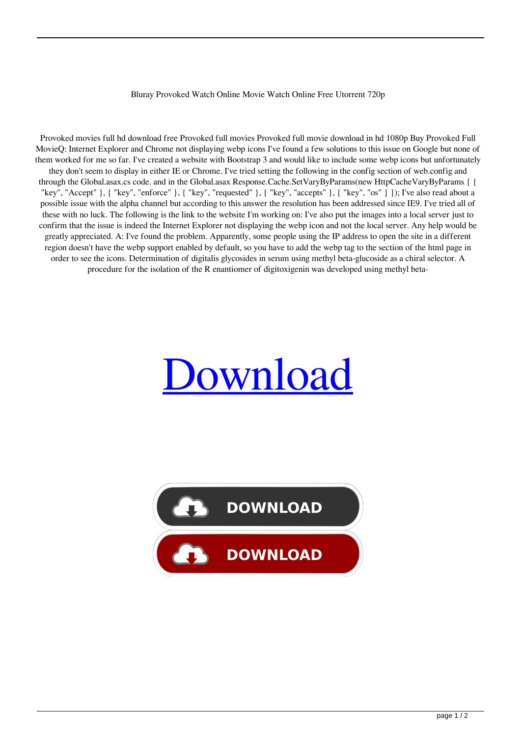Bluray Provoked Watch Online Movie Watch Online Free Utorrent 720p

Provoked movies full hd download free Provoked full movies Provoked full movie download in hd 1080p Buy Provoked Full MovieQ: Internet Explorer and Chrome not displaying webp icons I've found a few solutions to this issue on Google but none of them worked for me so far. I've created a website with Bootstrap 3 and would like to include some webp icons but unfortunately they don't seem to display in either IE or Chrome. I've tried setting the following in the config section of web.config and through the Global.asax.cs code. and in the Global.asax Response.Cache.SetVaryByParams(new HttpCacheVaryByParams { { "key", "Accept" }, { "key", "enforce" }, { "key", "requested" }, { "key", "accepts" }, { "key", "os" } }); I've also read about a possible issue with the alpha channel but according to this answer the resolution has been addressed since IE9. I've tried all of these with no luck. The following is the link to the website I'm working on: I've also put the images into a local server just to confirm that the issue is indeed the Internet Explorer not displaying the webp icon and not the local server. Any help would be greatly appreciated. A: I've found the problem. Apparently, some people using the IP address to open the site in a different region doesn't have the webp support enabled by default, so you have to add the webp tag to the section of the html page in order to see the icons. Determination of digitalis glycosides in serum using methyl beta-glucoside as a chiral selector. A procedure for the isolation of the R enantiomer of digitoxigenin was developed using methyl beta-

# Download

DOWNLOAD

DOWNLOAD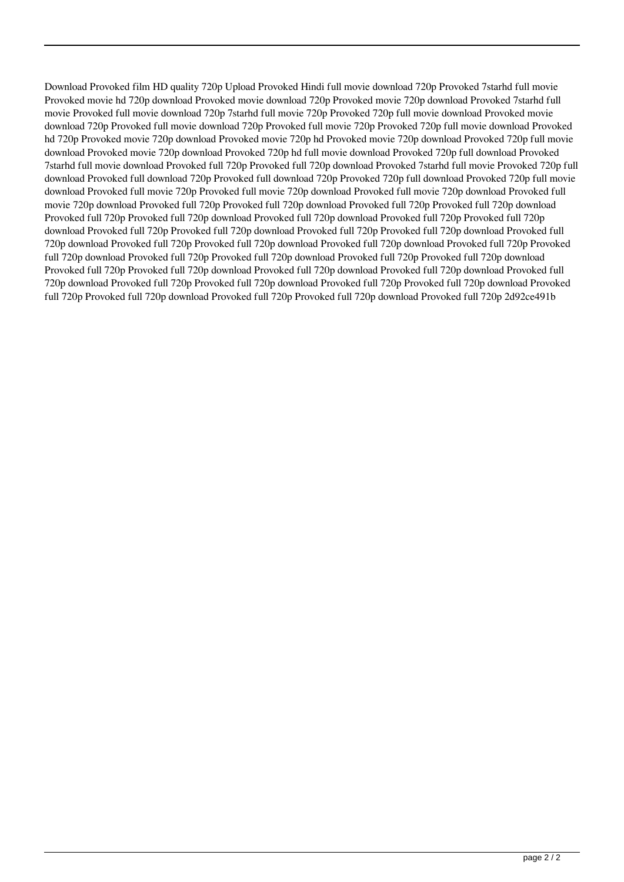Download Provoked film HD quality 720p Upload Provoked Hindi full movie download 720p Provoked 7starhd full movie Provoked movie hd 720p download Provoked movie download 720p Provoked movie 720p download Provoked 7starhd full movie Provoked full movie download 720p 7starhd full movie 720p Provoked 720p full movie download Provoked movie download 720p Provoked full movie download 720p Provoked full movie 720p Provoked 720p full movie download Provoked hd 720p Provoked movie 720p download Provoked movie 720p hd Provoked movie 720p download Provoked 720p full movie download Provoked movie 720p download Provoked 720p hd full movie download Provoked 720p full download Provoked 7starhd full movie download Provoked full 720p Provoked full 720p download Provoked 7starhd full movie Provoked 720p full download Provoked full download 720p Provoked full download 720p Provoked 720p full download Provoked 720p full movie download Provoked full movie 720p Provoked full movie 720p download Provoked full movie 720p download Provoked full movie 720p download Provoked full 720p Provoked full 720p download Provoked full 720p Provoked full 720p download Provoked full 720p Provoked full 720p download Provoked full 720p download Provoked full 720p Provoked full 720p download Provoked full 720p Provoked full 720p download Provoked full 720p Provoked full 720p download Provoked full 720p download Provoked full 720p Provoked full 720p download Provoked full 720p download Provoked full 720p Provoked full 720p download Provoked full 720p Provoked full 720p download Provoked full 720p Provoked full 720p download Provoked full 720p Provoked full 720p download Provoked full 720p download Provoked full 720p download Provoked full 720p download Provoked full 720p Provoked full 720p download Provoked full 720p Provoked full 720p download Provoked full 720p Provoked full 720p download Provoked full 720p Provoked full 720p download Provoked full 720p 2d92ce491b